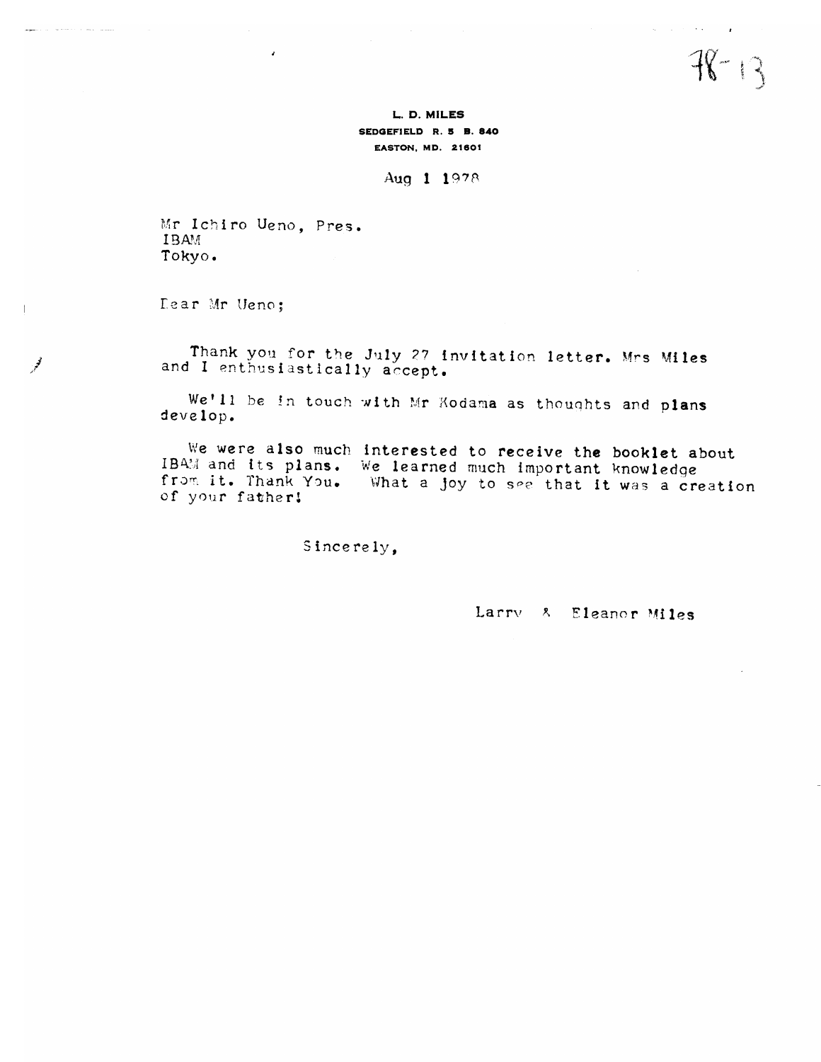78-13

**L. D. MILES**
**SEDGEFIELD R. 5 B. 840**
**EASTON, MD. 21601**

Aug 1 1978

Mr Ichiro Ueno, Pres.
IBAM
Tokyo.

Dear Mr Ueno;

Thank you for the July 27 invitation letter. Mrs Miles and I enthusiastically accept.

We'll be in touch with Mr Kodama as thoughts and plans develop.

We were also much interested to receive the booklet about IBAM and its plans. We learned much important knowledge from it. Thank You. What a joy to see that it was a creation of your father!

Sincerely,

Larry & Eleanor Miles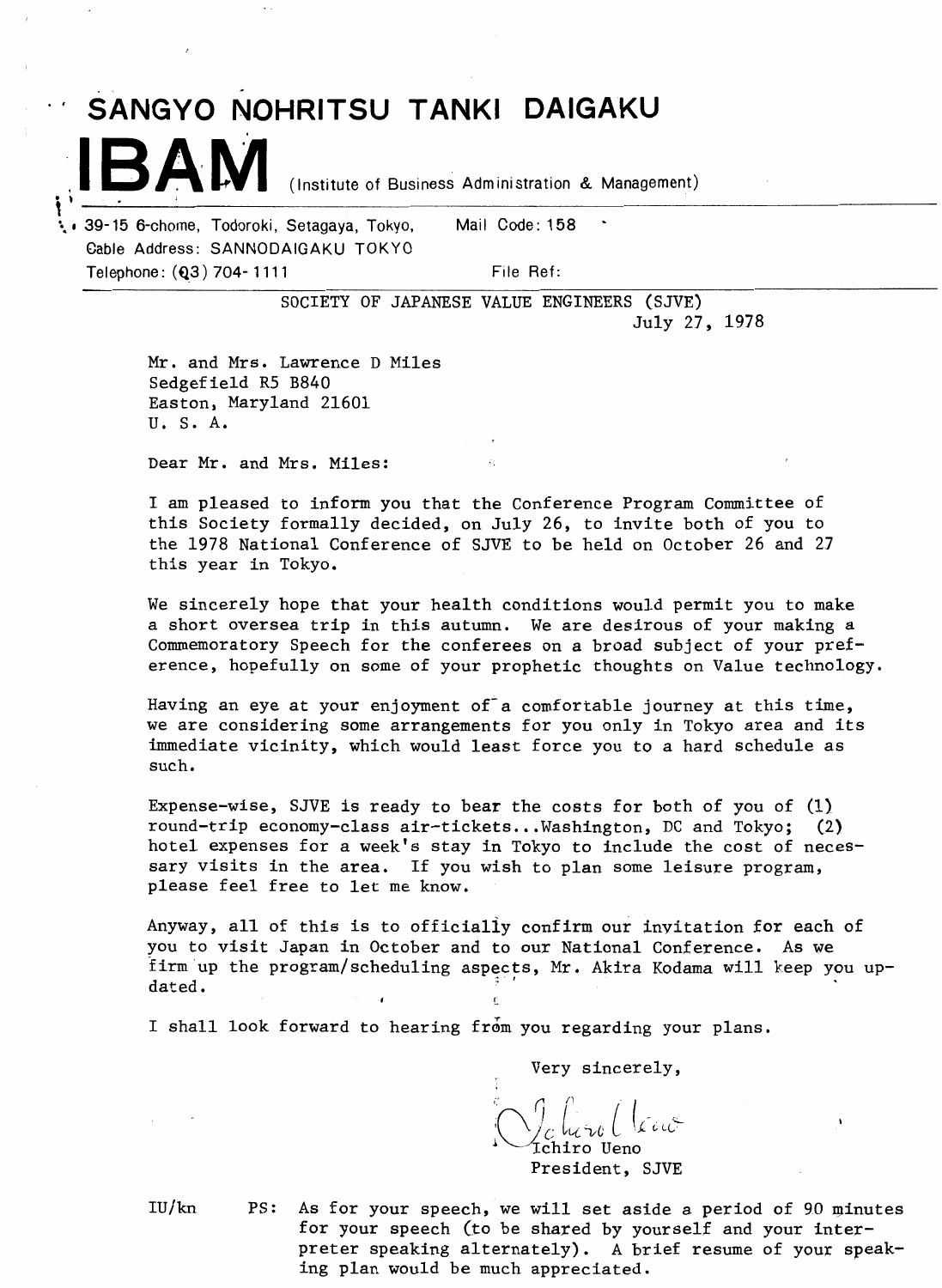# SANGYO NOHRITSU TANKI DAIGAKU

**IBAM** (Institute of Business Administration & Management)

39-15 6-chome, Todoroki, Setagaya, Tokyo, Mail Code: 158
Cable Address: SANNODAIGAKU TOKYO
Telephone: (03) 704-1111 File Ref:

SOCIETY OF JAPANESE VALUE ENGINEERS (SJVE)

July 27, 1978

Mr. and Mrs. Lawrence D Miles
Sedgefield R5 B840
Easton, Maryland 21601
U. S. A.

Dear Mr. and Mrs. Miles:

I am pleased to inform you that the Conference Program Committee of this Society formally decided, on July 26, to invite both of you to the 1978 National Conference of SJVE to be held on October 26 and 27 this year in Tokyo.

We sincerely hope that your health conditions would permit you to make a short oversea trip in this autumn. We are desirous of your making a Commemoratory Speech for the conferees on a broad subject of your preference, hopefully on some of your prophetic thoughts on Value technology.

Having an eye at your enjoyment of a comfortable journey at this time, we are considering some arrangements for you only in Tokyo area and its immediate vicinity, which would least force you to a hard schedule as such.

Expense-wise, SJVE is ready to bear the costs for both of you of (1) round-trip economy-class air-tickets...Washington, DC and Tokyo; (2) hotel expenses for a week's stay in Tokyo to include the cost of necessary visits in the area. If you wish to plan some leisure program, please feel free to let me know.

Anyway, all of this is to officially confirm our invitation for each of you to visit Japan in October and to our National Conference. As we firm up the program/scheduling aspects, Mr. Akira Kodama will keep you updated.

I shall look forward to hearing from you regarding your plans.

Very sincerely,

Ichiro Ueno
President, SJVE

IU/kn

PS: As for your speech, we will set aside a period of 90 minutes for your speech (to be shared by yourself and your interpreter speaking alternately). A brief resume of your speaking plan would be much appreciated.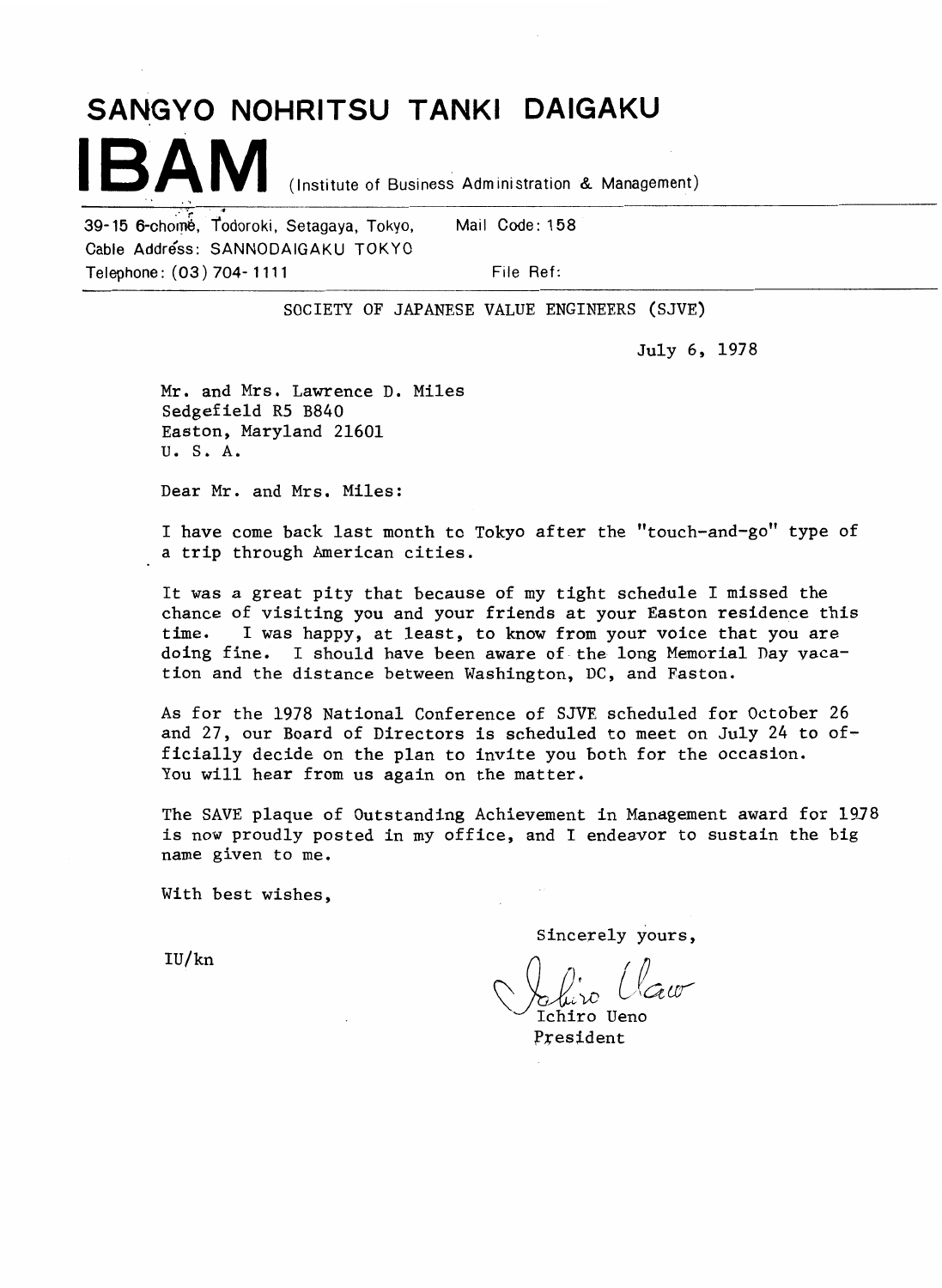# SANGYO NOHRITSU TANKI DAIGAKU

**IBAM** (Institute of Business Administration & Management)

39-15 6-chome, Todoroki, Setagaya, Tokyo, Mail Code: 158
Cable Address: SANNODAIGAKU TOKYO
Telephone: (03) 704-1111 File Ref:

SOCIETY OF JAPANESE VALUE ENGINEERS (SJVE)

July 6, 1978

Mr. and Mrs. Lawrence D. Miles
Sedgefield R5 B840
Easton, Maryland 21601
U. S. A.

Dear Mr. and Mrs. Miles:

I have come back last month to Tokyo after the "touch-and-go" type of a trip through American cities.

It was a great pity that because of my tight schedule I missed the chance of visiting you and your friends at your Easton residence this time. I was happy, at least, to know from your voice that you are doing fine. I should have been aware of the long Memorial Day vacation and the distance between Washington, DC, and Easton.

As for the 1978 National Conference of SJVE scheduled for October 26 and 27, our Board of Directors is scheduled to meet on July 24 to officially decide on the plan to invite you both for the occasion. You will hear from us again on the matter.

The SAVE plaque of Outstanding Achievement in Management award for 1978 is now proudly posted in my office, and I endeavor to sustain the big name given to me.

With best wishes,

Sincerely yours,

Ichiro Ueno
President

IU/kn